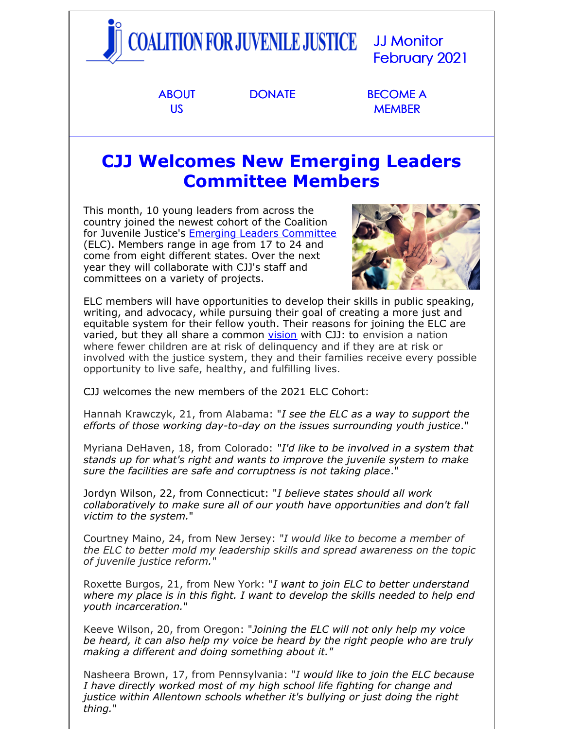COALITION FOR JUVENILE JUSTICE

JJ Monitor
February 2021

ABOUT US | DONATE | BECOME A MEMBER

# CJJ Welcomes New Emerging Leaders Committee Members

This month, 10 young leaders from across the country joined the newest cohort of the Coalition for Juvenile Justice's Emerging Leaders Committee (ELC). Members range in age from 17 to 24 and come from eight different states. Over the next year they will collaborate with CJJ's staff and committees on a variety of projects.

ELC members will have opportunities to develop their skills in public speaking, writing, and advocacy, while pursuing their goal of creating a more just and equitable system for their fellow youth. Their reasons for joining the ELC are varied, but they all share a common vision with CJJ: to envision a nation where fewer children are at risk of delinquency and if they are at risk or involved with the justice system, they and their families receive every possible opportunity to live safe, healthy, and fulfilling lives.

CJJ welcomes the new members of the 2021 ELC Cohort:

Hannah Krawczyk, 21, from Alabama: "*I see the ELC as a way to support the efforts of those working day-to-day on the issues surrounding youth justice*."

Myriana DeHaven, 18, from Colorado: "*I'd like to be involved in a system that stands up for what's right and wants to improve the juvenile system to make sure the facilities are safe and corruptness is not taking place*."

Jordyn Wilson, 22, from Connecticut: "*I believe states should all work collaboratively to make sure all of our youth have opportunities and don't fall victim to the system.*"

Courtney Maino, 24, from New Jersey: "*I would like to become a member of the ELC to better mold my leadership skills and spread awareness on the topic of juvenile justice reform.*"

Roxette Burgos, 21, from New York: "*I want to join ELC to better understand where my place is in this fight. I want to develop the skills needed to help end youth incarceration.*"

Keeve Wilson, 20, from Oregon: "*Joining the ELC will not only help my voice be heard, it can also help my voice be heard by the right people who are truly making a different and doing something about it.*"

Nasheera Brown, 17, from Pennsylvania: "*I would like to join the ELC because I have directly worked most of my high school life fighting for change and justice within Allentown schools whether it's bullying or just doing the right thing.*"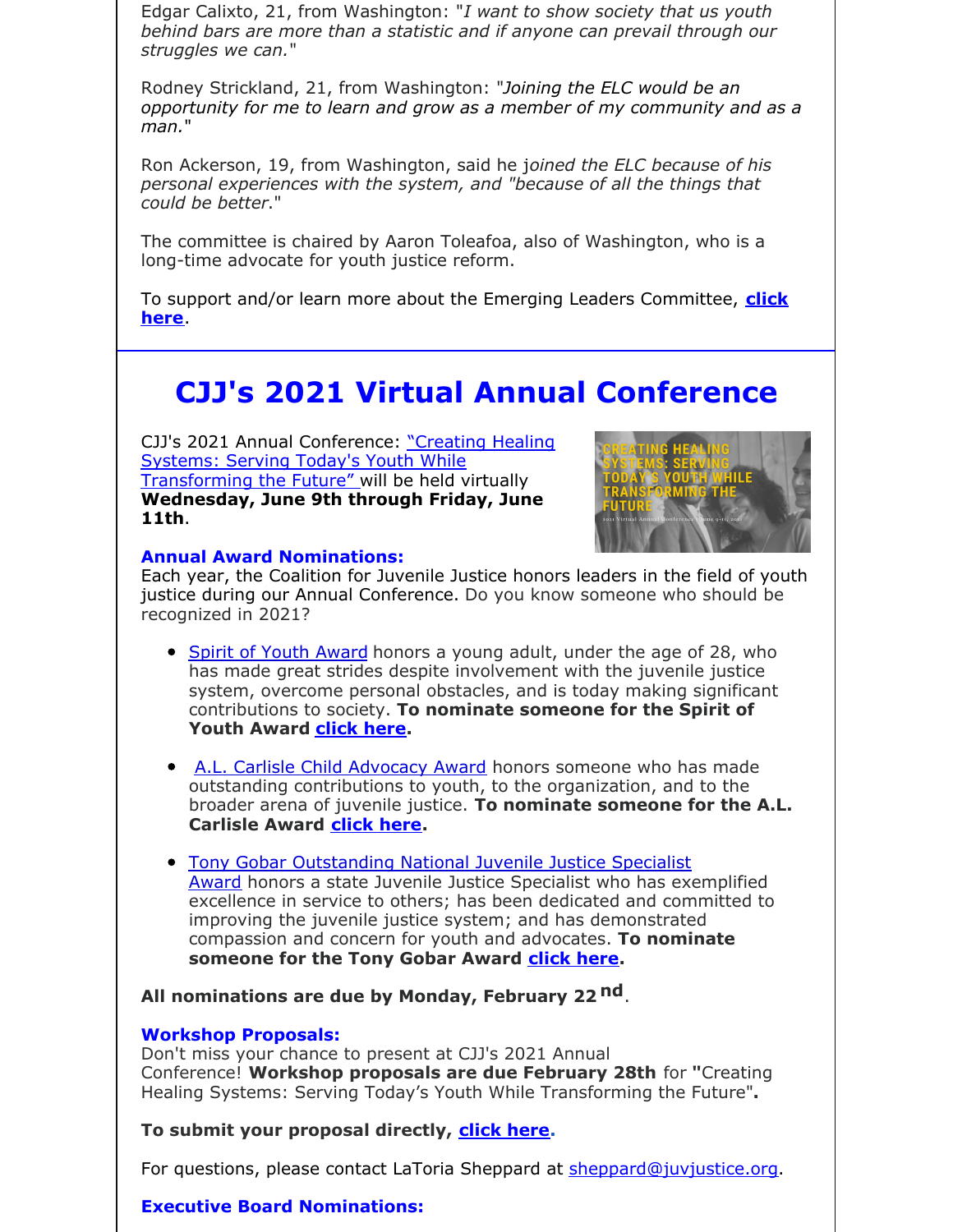Edgar Calixto, 21, from Washington: "*I want to show society that us youth behind bars are more than a statistic and if anyone can prevail through our struggles we can.*"

Rodney Strickland, 21, from Washington: "*Joining the ELC would be an opportunity for me to learn and grow as a member of my community and as a man.*"

Ron Ackerson, 19, from Washington, said he j*oined the ELC because of his personal experiences with the system, and "because of all the things that could be better*."

The committee is chaired by Aaron Toleafoa, also of Washington, who is a long-time advocate for youth justice reform.

To support and/or learn more about the Emerging Leaders Committee, **click here**.

# CJJ's 2021 Virtual Annual Conference

CJJ's 2021 Annual Conference: "Creating Healing Systems: Serving Today's Youth While Transforming the Future" will be held virtually **Wednesday, June 9th through Friday, June 11th**.

### Annual Award Nominations:

Each year, the Coalition for Juvenile Justice honors leaders in the field of youth justice during our Annual Conference. Do you know someone who should be recognized in 2021?

- Spirit of Youth Award honors a young adult, under the age of 28, who has made great strides despite involvement with the juvenile justice system, overcome personal obstacles, and is today making significant contributions to society. **To nominate someone for the Spirit of Youth Award click here.**
- A.L. Carlisle Child Advocacy Award honors someone who has made outstanding contributions to youth, to the organization, and to the broader arena of juvenile justice. **To nominate someone for the A.L. Carlisle Award click here.**
- Tony Gobar Outstanding National Juvenile Justice Specialist Award honors a state Juvenile Justice Specialist who has exemplified excellence in service to others; has been dedicated and committed to improving the juvenile justice system; and has demonstrated compassion and concern for youth and advocates. **To nominate someone for the Tony Gobar Award click here.**

**All nominations are due by Monday, February 22nd**.

### Workshop Proposals:

Don't miss your chance to present at CJJ's 2021 Annual Conference! **Workshop proposals are due February 28th** for **"**Creating Healing Systems: Serving Today's Youth While Transforming the Future"**.**

**To submit your proposal directly, click here.**

For questions, please contact LaToria Sheppard at sheppard@juvjustice.org.

### Executive Board Nominations: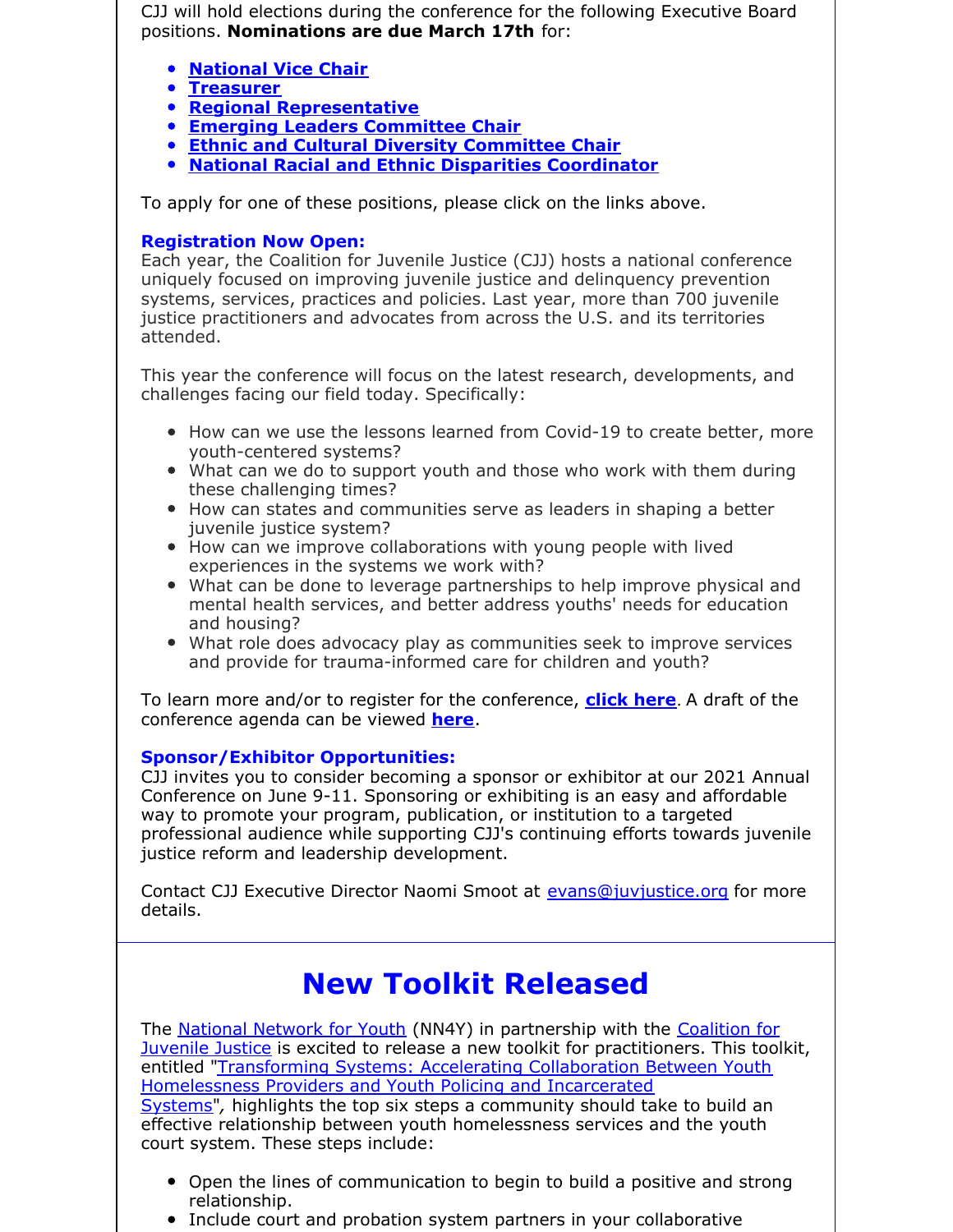CJJ will hold elections during the conference for the following Executive Board positions. **Nominations are due March 17th** for:

- **National Vice Chair**
- **Treasurer**
- **Regional Representative**
- **Emerging Leaders Committee Chair**
- **Ethnic and Cultural Diversity Committee Chair**
- **National Racial and Ethnic Disparities Coordinator**

To apply for one of these positions, please click on the links above.

**Registration Now Open:**
Each year, the Coalition for Juvenile Justice (CJJ) hosts a national conference uniquely focused on improving juvenile justice and delinquency prevention systems, services, practices and policies. Last year, more than 700 juvenile justice practitioners and advocates from across the U.S. and its territories attended.

This year the conference will focus on the latest research, developments, and challenges facing our field today. Specifically:

- How can we use the lessons learned from Covid-19 to create better, more youth-centered systems?
- What can we do to support youth and those who work with them during these challenging times?
- How can states and communities serve as leaders in shaping a better juvenile justice system?
- How can we improve collaborations with young people with lived experiences in the systems we work with?
- What can be done to leverage partnerships to help improve physical and mental health services, and better address youths' needs for education and housing?
- What role does advocacy play as communities seek to improve services and provide for trauma-informed care for children and youth?

To learn more and/or to register for the conference, **click here**. A draft of the conference agenda can be viewed **here**.

**Sponsor/Exhibitor Opportunities:**
CJJ invites you to consider becoming a sponsor or exhibitor at our 2021 Annual Conference on June 9-11. Sponsoring or exhibiting is an easy and affordable way to promote your program, publication, or institution to a targeted professional audience while supporting CJJ's continuing efforts towards juvenile justice reform and leadership development.

Contact CJJ Executive Director Naomi Smoot at evans@juvjustice.org for more details.

# New Toolkit Released

The National Network for Youth (NN4Y) in partnership with the Coalition for Juvenile Justice is excited to release a new toolkit for practitioners. This toolkit, entitled "Transforming Systems: Accelerating Collaboration Between Youth Homelessness Providers and Youth Policing and Incarcerated Systems", highlights the top six steps a community should take to build an effective relationship between youth homelessness services and the youth court system. These steps include:

- Open the lines of communication to begin to build a positive and strong relationship.
- Include court and probation system partners in your collaborative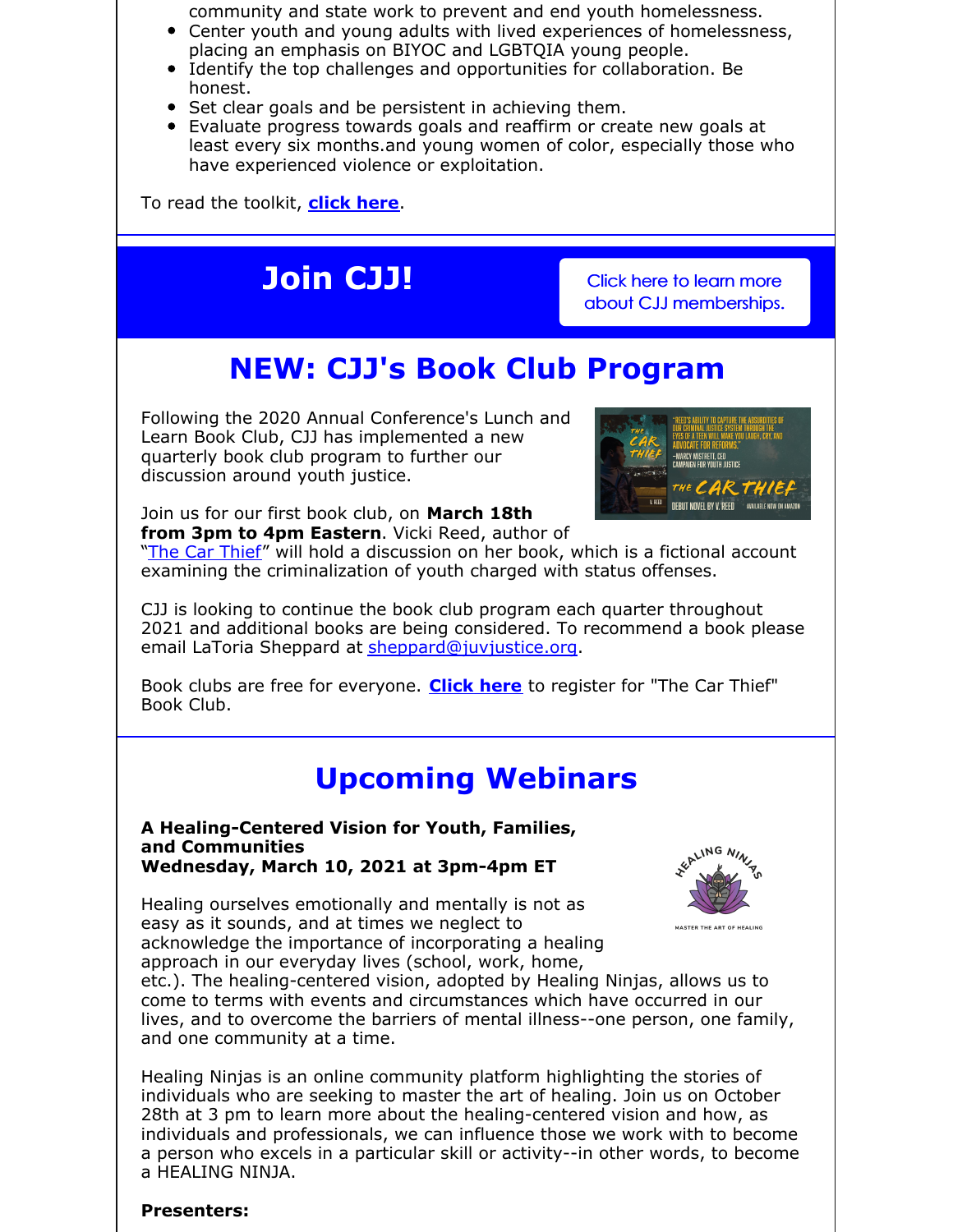community and state work to prevent and end youth homelessness.

- Center youth and young adults with lived experiences of homelessness, placing an emphasis on BIYOC and LGBTQIA young people.
- Identify the top challenges and opportunities for collaboration. Be honest.
- Set clear goals and be persistent in achieving them.
- Evaluate progress towards goals and reaffirm or create new goals at least every six months.and young women of color, especially those who have experienced violence or exploitation.

To read the toolkit, **click here**.

# Join CJJ!

Click here to learn more about CJJ memberships.

# NEW: CJJ's Book Club Program

Following the 2020 Annual Conference's Lunch and Learn Book Club, CJJ has implemented a new quarterly book club program to further our discussion around youth justice.

Join us for our first book club, on **March 18th from 3pm to 4pm Eastern**. Vicki Reed, author of "The Car Thief" will hold a discussion on her book, which is a fictional account examining the criminalization of youth charged with status offenses.

CJJ is looking to continue the book club program each quarter throughout 2021 and additional books are being considered. To recommend a book please email LaToria Sheppard at sheppard@juvjustice.org.

Book clubs are free for everyone. **Click here** to register for "The Car Thief" Book Club.

# Upcoming Webinars

**A Healing-Centered Vision for Youth, Families, and Communities**
**Wednesday, March 10, 2021 at 3pm-4pm ET**

Healing ourselves emotionally and mentally is not as easy as it sounds, and at times we neglect to acknowledge the importance of incorporating a healing approach in our everyday lives (school, work, home, etc.). The healing-centered vision, adopted by Healing Ninjas, allows us to come to terms with events and circumstances which have occurred in our lives, and to overcome the barriers of mental illness--one person, one family, and one community at a time.

Healing Ninjas is an online community platform highlighting the stories of individuals who are seeking to master the art of healing. Join us on October 28th at 3 pm to learn more about the healing-centered vision and how, as individuals and professionals, we can influence those we work with to become a person who excels in a particular skill or activity--in other words, to become a HEALING NINJA.

**Presenters:**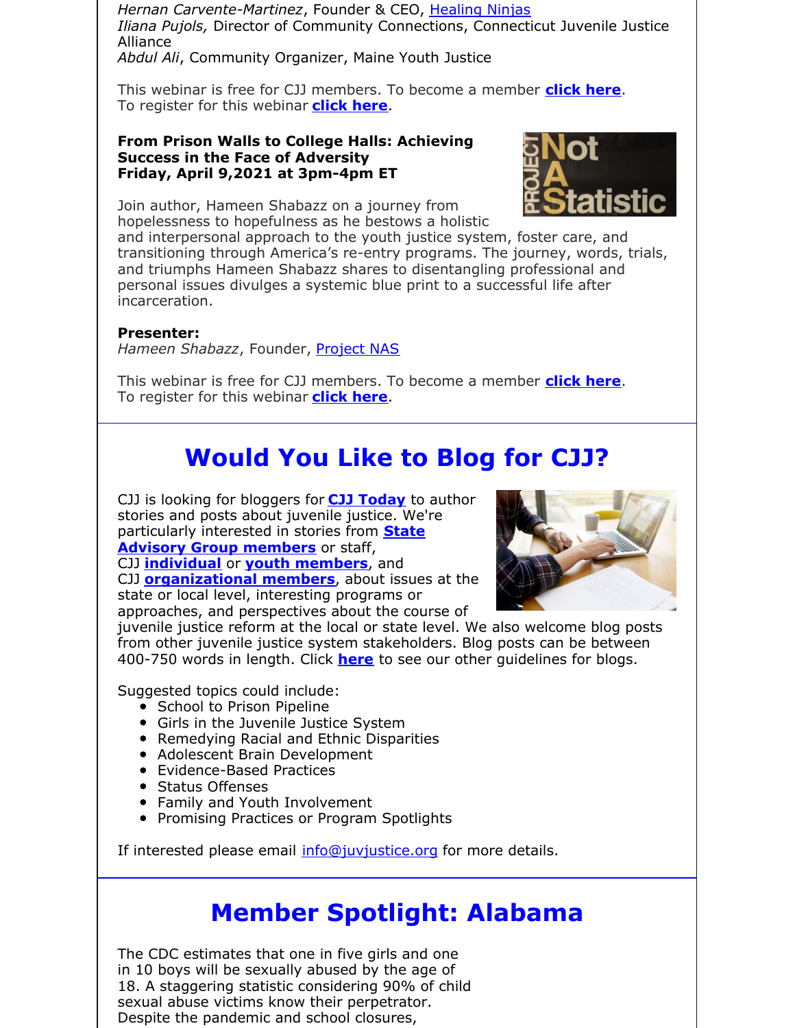*Hernan Carvente-Martinez*, Founder & CEO, Healing Ninjas
*Iliana Pujols,* Director of Community Connections, Connecticut Juvenile Justice Alliance
*Abdul Ali*, Community Organizer, Maine Youth Justice

This webinar is free for CJJ members. To become a member **click here**.
To register for this webinar **click here**.

**From Prison Walls to College Halls: Achieving Success in the Face of Adversity**
**Friday, April 9,2021 at 3pm-4pm ET**

Join author, Hameen Shabazz on a journey from hopelessness to hopefulness as he bestows a holistic and interpersonal approach to the youth justice system, foster care, and transitioning through America's re-entry programs. The journey, words, trials, and triumphs Hameen Shabazz shares to disentangling professional and personal issues divulges a systemic blue print to a successful life after incarceration.

**Presenter:**
*Hameen Shabazz*, Founder, Project NAS

This webinar is free for CJJ members. To become a member **click here**.
To register for this webinar **click here**.

## Would You Like to Blog for CJJ?

CJJ is looking for bloggers for **CJJ Today** to author stories and posts about juvenile justice. We're particularly interested in stories from **State Advisory Group members** or staff, CJJ **individual** or **youth members**, and CJJ **organizational members**, about issues at the state or local level, interesting programs or approaches, and perspectives about the course of juvenile justice reform at the local or state level. We also welcome blog posts from other juvenile justice system stakeholders. Blog posts can be between 400-750 words in length. Click **here** to see our other guidelines for blogs.

Suggested topics could include:

- School to Prison Pipeline
- Girls in the Juvenile Justice System
- Remedying Racial and Ethnic Disparities
- Adolescent Brain Development
- Evidence-Based Practices
- Status Offenses
- Family and Youth Involvement
- Promising Practices or Program Spotlights

If interested please email info@juvjustice.org for more details.

## Member Spotlight: Alabama

The CDC estimates that one in five girls and one in 10 boys will be sexually abused by the age of 18. A staggering statistic considering 90% of child sexual abuse victims know their perpetrator. Despite the pandemic and school closures,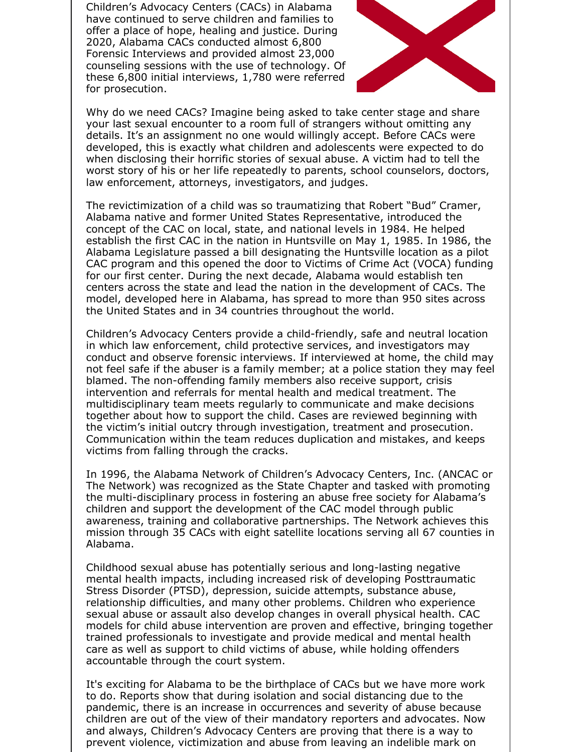Children's Advocacy Centers (CACs) in Alabama have continued to serve children and families to offer a place of hope, healing and justice. During 2020, Alabama CACs conducted almost 6,800 Forensic Interviews and provided almost 23,000 counseling sessions with the use of technology. Of these 6,800 initial interviews, 1,780 were referred for prosecution.

Why do we need CACs? Imagine being asked to take center stage and share your last sexual encounter to a room full of strangers without omitting any details. It's an assignment no one would willingly accept. Before CACs were developed, this is exactly what children and adolescents were expected to do when disclosing their horrific stories of sexual abuse. A victim had to tell the worst story of his or her life repeatedly to parents, school counselors, doctors, law enforcement, attorneys, investigators, and judges.

The revictimization of a child was so traumatizing that Robert "Bud" Cramer, Alabama native and former United States Representative, introduced the concept of the CAC on local, state, and national levels in 1984. He helped establish the first CAC in the nation in Huntsville on May 1, 1985. In 1986, the Alabama Legislature passed a bill designating the Huntsville location as a pilot CAC program and this opened the door to Victims of Crime Act (VOCA) funding for our first center. During the next decade, Alabama would establish ten centers across the state and lead the nation in the development of CACs. The model, developed here in Alabama, has spread to more than 950 sites across the United States and in 34 countries throughout the world.

Children's Advocacy Centers provide a child-friendly, safe and neutral location in which law enforcement, child protective services, and investigators may conduct and observe forensic interviews. If interviewed at home, the child may not feel safe if the abuser is a family member; at a police station they may feel blamed. The non-offending family members also receive support, crisis intervention and referrals for mental health and medical treatment. The multidisciplinary team meets regularly to communicate and make decisions together about how to support the child. Cases are reviewed beginning with the victim's initial outcry through investigation, treatment and prosecution. Communication within the team reduces duplication and mistakes, and keeps victims from falling through the cracks.

In 1996, the Alabama Network of Children's Advocacy Centers, Inc. (ANCAC or The Network) was recognized as the State Chapter and tasked with promoting the multi-disciplinary process in fostering an abuse free society for Alabama's children and support the development of the CAC model through public awareness, training and collaborative partnerships. The Network achieves this mission through 35 CACs with eight satellite locations serving all 67 counties in Alabama.

Childhood sexual abuse has potentially serious and long-lasting negative mental health impacts, including increased risk of developing Posttraumatic Stress Disorder (PTSD), depression, suicide attempts, substance abuse, relationship difficulties, and many other problems. Children who experience sexual abuse or assault also develop changes in overall physical health. CAC models for child abuse intervention are proven and effective, bringing together trained professionals to investigate and provide medical and mental health care as well as support to child victims of abuse, while holding offenders accountable through the court system.

It's exciting for Alabama to be the birthplace of CACs but we have more work to do. Reports show that during isolation and social distancing due to the pandemic, there is an increase in occurrences and severity of abuse because children are out of the view of their mandatory reporters and advocates. Now and always, Children's Advocacy Centers are proving that there is a way to prevent violence, victimization and abuse from leaving an indelible mark on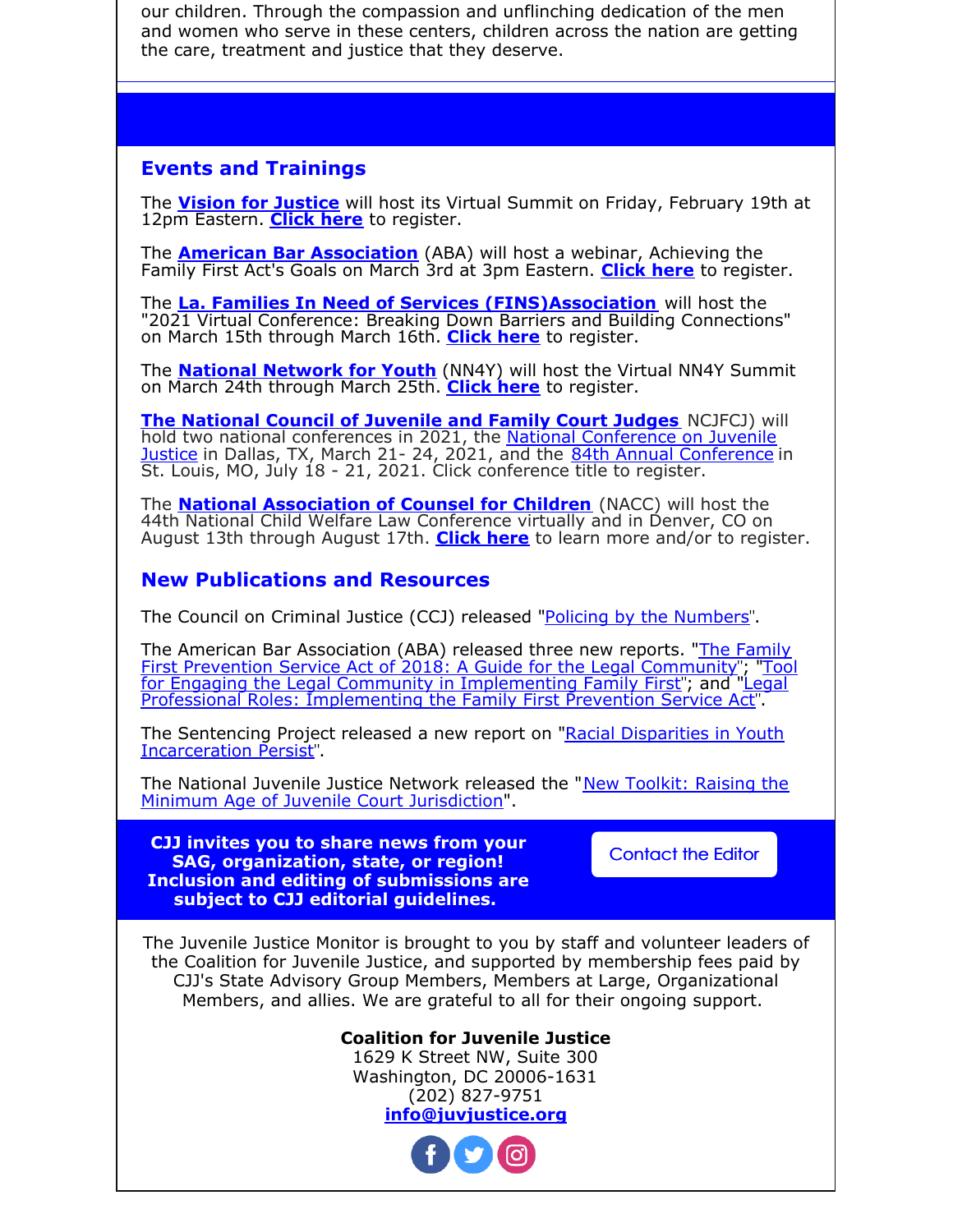our children. Through the compassion and unflinching dedication of the men and women who serve in these centers, children across the nation are getting the care, treatment and justice that they deserve.

## Events and Trainings

The **Vision for Justice** will host its Virtual Summit on Friday, February 19th at 12pm Eastern. **Click here** to register.

The **American Bar Association** (ABA) will host a webinar, Achieving the Family First Act's Goals on March 3rd at 3pm Eastern. **Click here** to register.

The **La. Families In Need of Services (FINS)Association** will host the "2021 Virtual Conference: Breaking Down Barriers and Building Connections" on March 15th through March 16th. **Click here** to register.

The **National Network for Youth** (NN4Y) will host the Virtual NN4Y Summit on March 24th through March 25th. **Click here** to register.

**The National Council of Juvenile and Family Court Judges** NCJFCJ) will hold two national conferences in 2021, the National Conference on Juvenile Justice in Dallas, TX, March 21- 24, 2021, and the 84th Annual Conference in St. Louis, MO, July 18 - 21, 2021. Click conference title to register.

The **National Association of Counsel for Children** (NACC) will host the 44th National Child Welfare Law Conference virtually and in Denver, CO on August 13th through August 17th. **Click here** to learn more and/or to register.

## New Publications and Resources

The Council on Criminal Justice (CCJ) released "Policing by the Numbers".

The American Bar Association (ABA) released three new reports. "The Family First Prevention Service Act of 2018: A Guide for the Legal Community"; "Tool for Engaging the Legal Community in Implementing Family First"; and "Legal Professional Roles: Implementing the Family First Prevention Service Act".

The Sentencing Project released a new report on "Racial Disparities in Youth Incarceration Persist".

The National Juvenile Justice Network released the "New Toolkit: Raising the Minimum Age of Juvenile Court Jurisdiction".

**CJJ invites you to share news from your SAG, organization, state, or region! Inclusion and editing of submissions are subject to CJJ editorial guidelines.**

Contact the Editor

The Juvenile Justice Monitor is brought to you by staff and volunteer leaders of the Coalition for Juvenile Justice, and supported by membership fees paid by CJJ's State Advisory Group Members, Members at Large, Organizational Members, and allies. We are grateful to all for their ongoing support.

**Coalition for Juvenile Justice**
1629 K Street NW, Suite 300
Washington, DC 20006-1631
(202) 827-9751
**info@juvjustice.org**